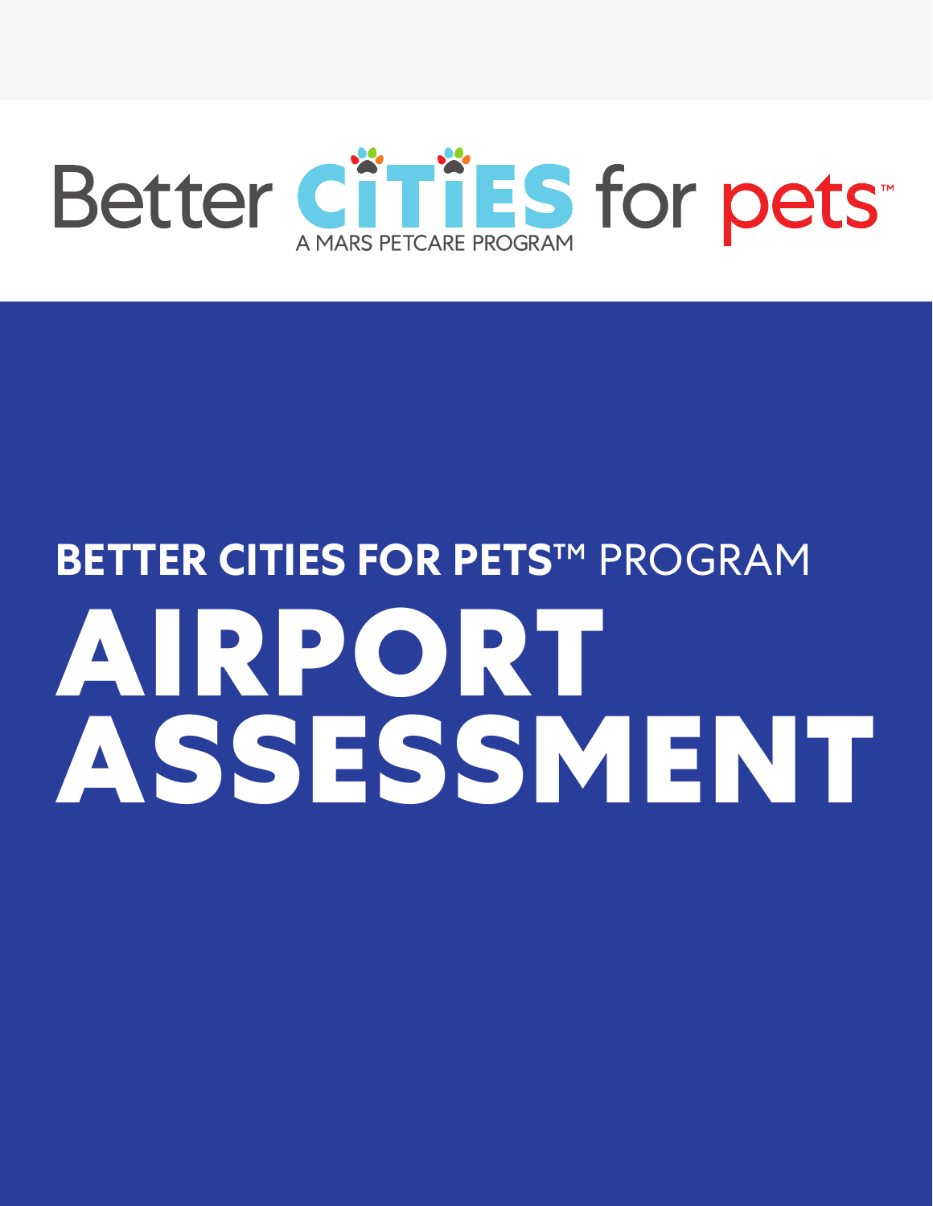Better CiTiES for pets™

A MARS PETCARE PROGRAM

**BETTER CITIES FOR PETS™** PROGRAM

# AIRPORT ASSESSMENT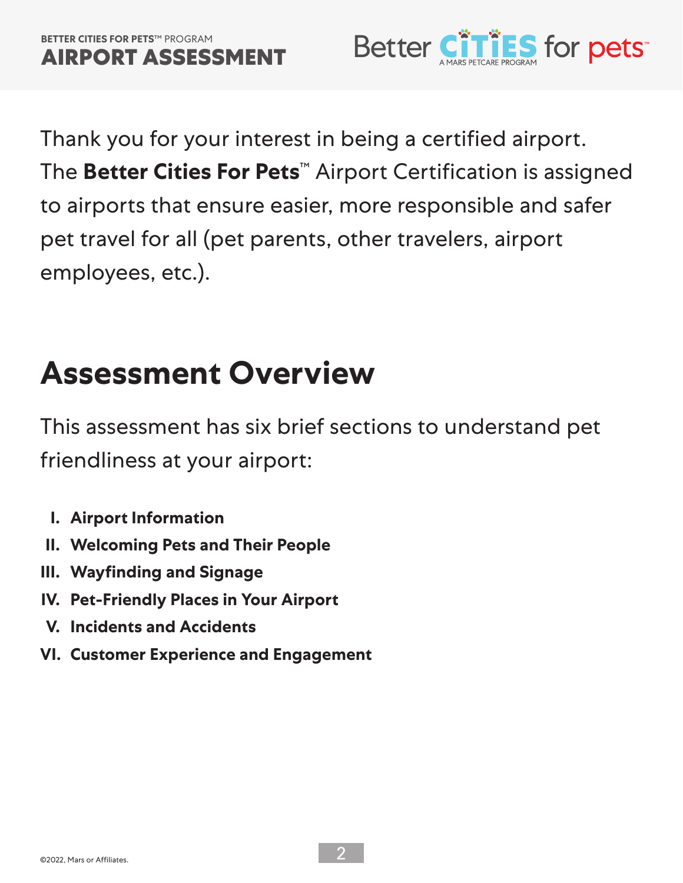Thank you for your interest in being a certified airport. The **Better Cities For Pets**™ Airport Certification is assigned to airports that ensure easier, more responsible and safer pet travel for all (pet parents, other travelers, airport employees, etc.).

## Assessment Overview

This assessment has six brief sections to understand pet friendliness at your airport:

- **I. Airport Information**
- **II. Welcoming Pets and Their People**
- **III. Wayfinding and Signage**
- **IV. Pet-Friendly Places in Your Airport**
- **V. Incidents and Accidents**
- **VI. Customer Experience and Engagement**

©2022, Mars or Affiliates.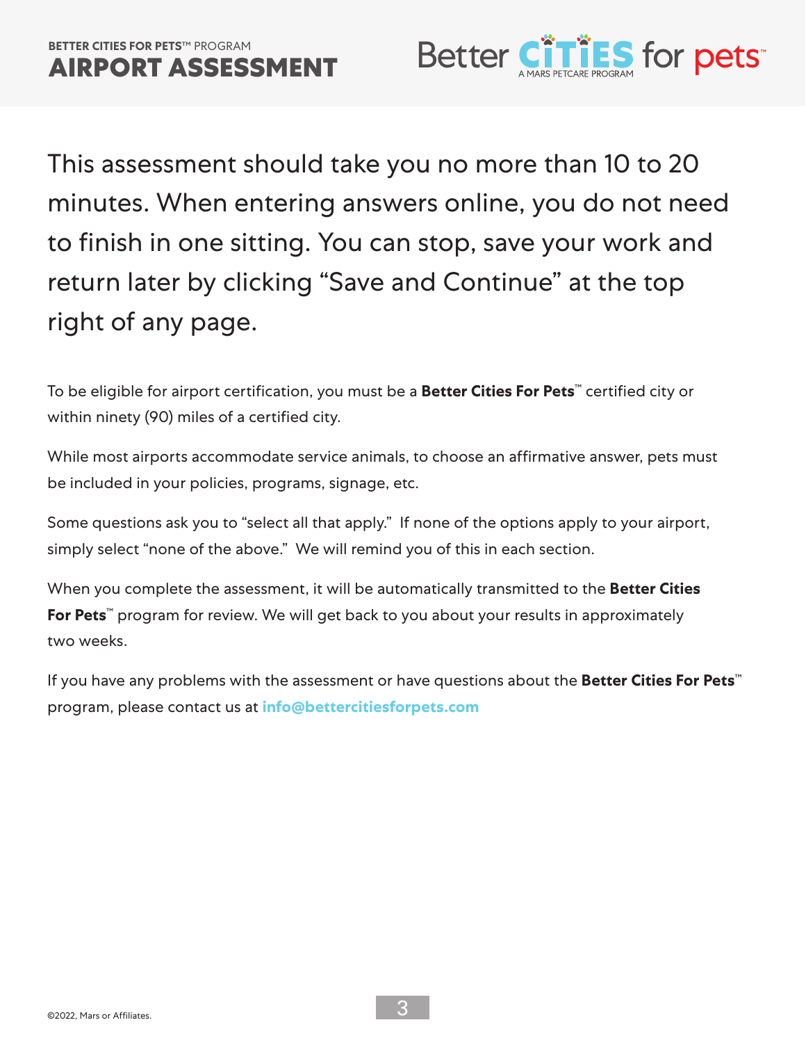This assessment should take you no more than 10 to 20 minutes. When entering answers online, you do not need to finish in one sitting. You can stop, save your work and return later by clicking “Save and Continue” at the top right of any page.

To be eligible for airport certification, you must be a **Better Cities For Pets**™ certified city or within ninety (90) miles of a certified city.

While most airports accommodate service animals, to choose an affirmative answer, pets must be included in your policies, programs, signage, etc.

Some questions ask you to “select all that apply.” If none of the options apply to your airport, simply select “none of the above.” We will remind you of this in each section.

When you complete the assessment, it will be automatically transmitted to the **Better Cities For Pets**™ program for review. We will get back to you about your results in approximately two weeks.

If you have any problems with the assessment or have questions about the **Better Cities For Pets**™ program, please contact us at **info@bettercitiesforpets.com**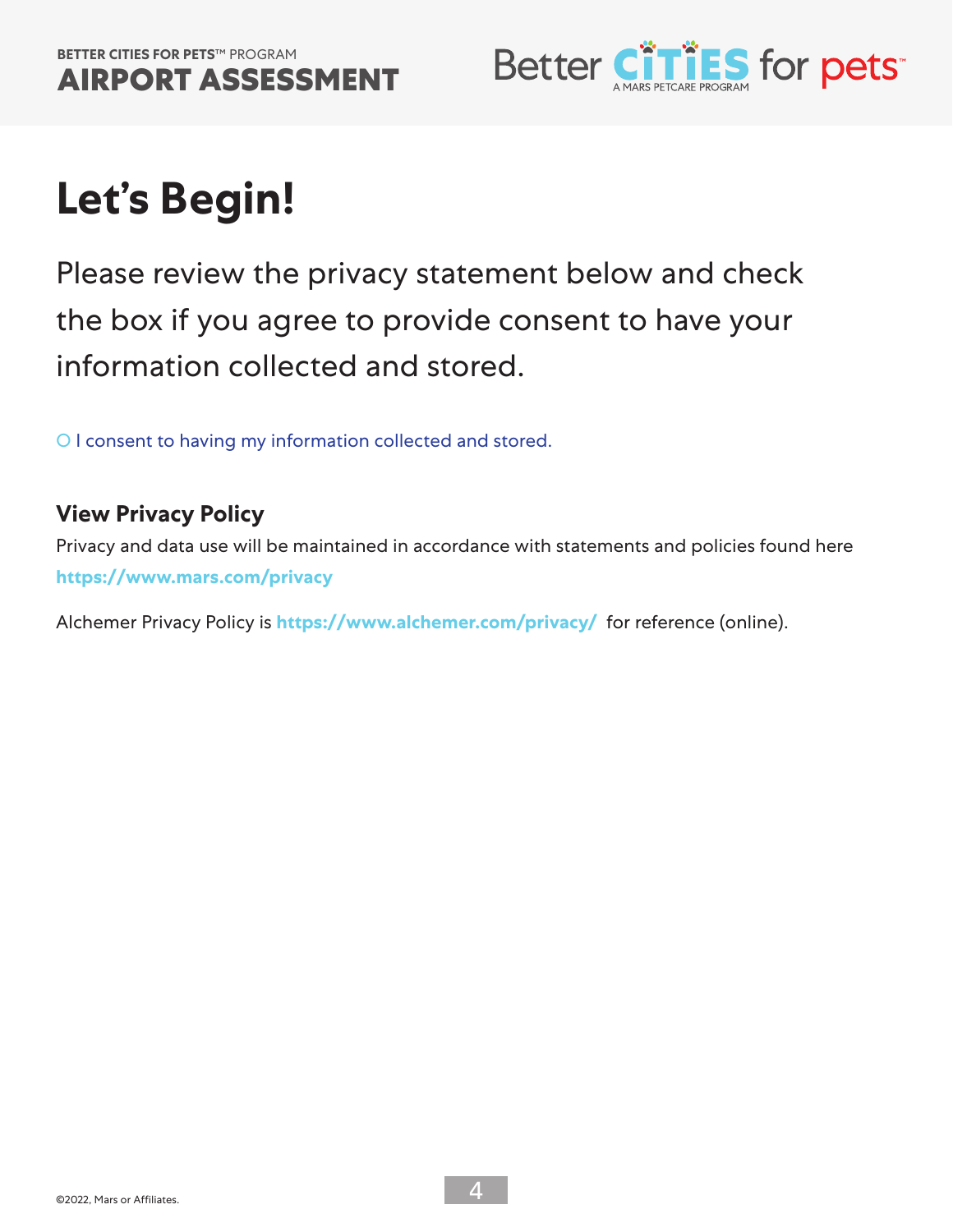# Let's Begin!

Please review the privacy statement below and check the box if you agree to provide consent to have your information collected and stored.

○ I consent to having my information collected and stored.

### View Privacy Policy

Privacy and data use will be maintained in accordance with statements and policies found here **https://www.mars.com/privacy**

Alchemer Privacy Policy is **https://www.alchemer.com/privacy/** for reference (online).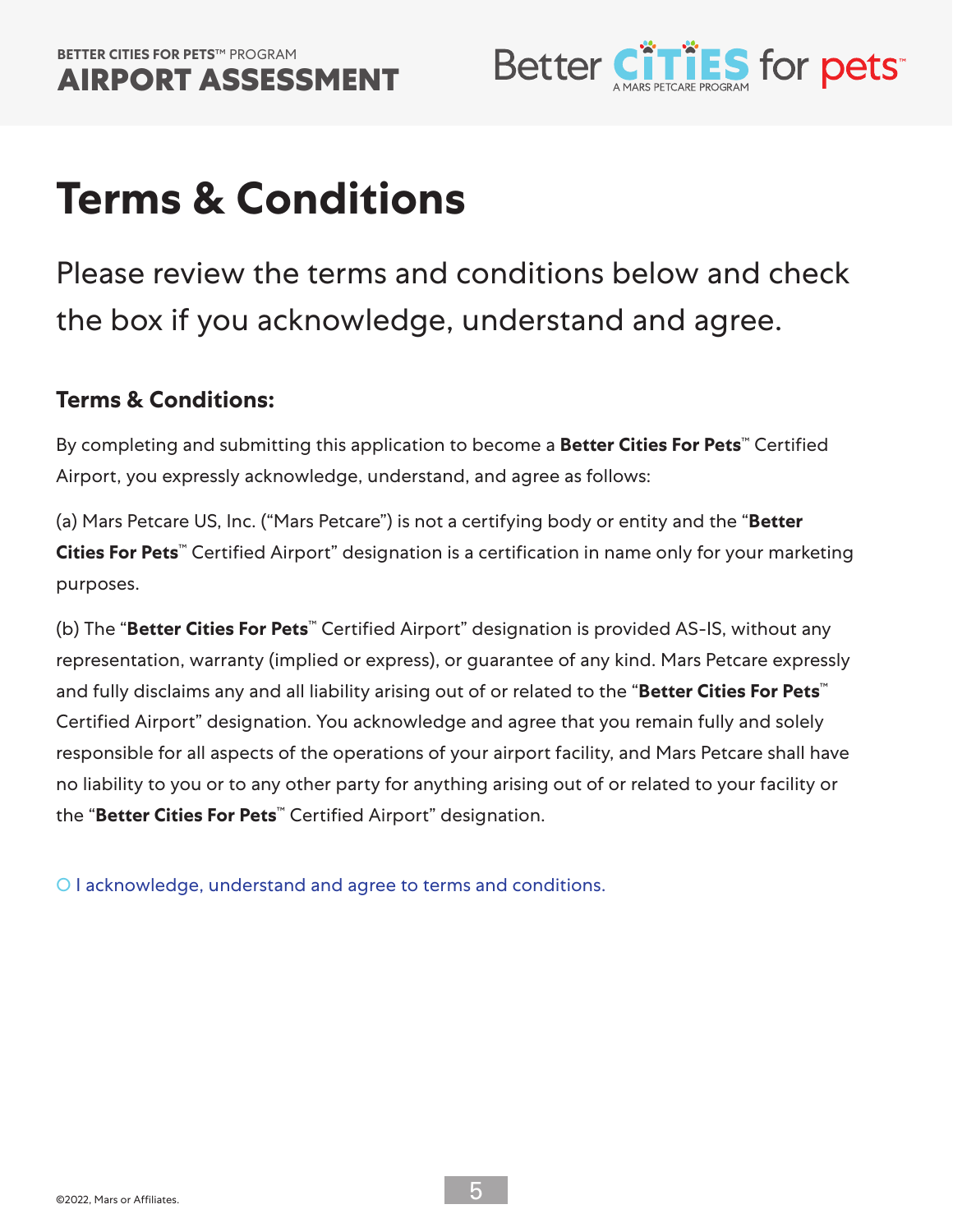# Terms & Conditions

Please review the terms and conditions below and check the box if you acknowledge, understand and agree.

### Terms & Conditions:

By completing and submitting this application to become a **Better Cities For Pets**™ Certified Airport, you expressly acknowledge, understand, and agree as follows:

(a) Mars Petcare US, Inc. ("Mars Petcare") is not a certifying body or entity and the "**Better Cities For Pets**™ Certified Airport" designation is a certification in name only for your marketing purposes.

(b) The "**Better Cities For Pets**™ Certified Airport" designation is provided AS-IS, without any representation, warranty (implied or express), or guarantee of any kind. Mars Petcare expressly and fully disclaims any and all liability arising out of or related to the "**Better Cities For Pets**™ Certified Airport" designation. You acknowledge and agree that you remain fully and solely responsible for all aspects of the operations of your airport facility, and Mars Petcare shall have no liability to you or to any other party for anything arising out of or related to your facility or the "**Better Cities For Pets**™ Certified Airport" designation.

○ I acknowledge, understand and agree to terms and conditions.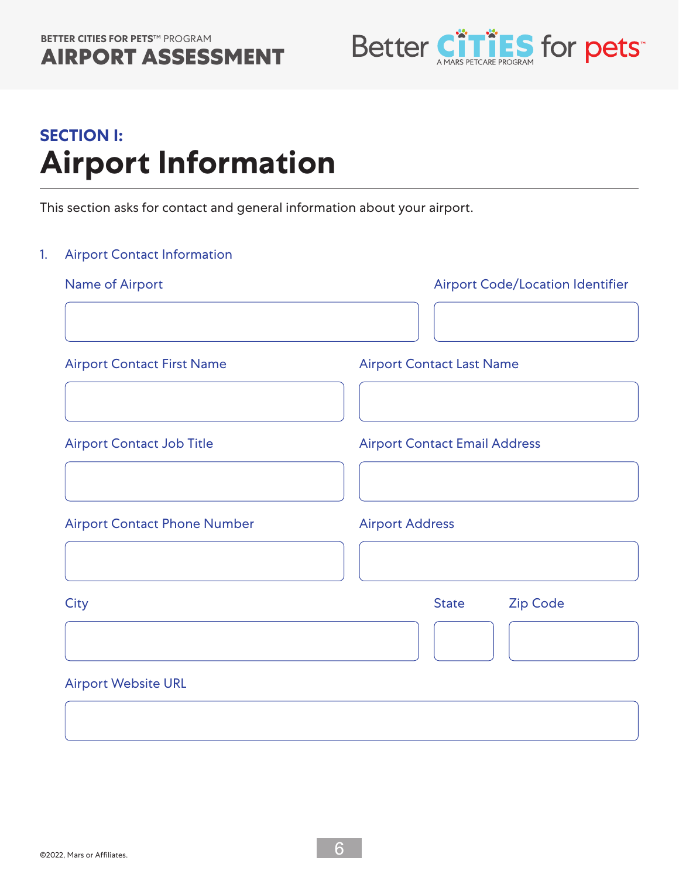## SECTION I:

# Airport Information

This section asks for contact and general information about your airport.

1. Airport Contact Information

Name of Airport

Airport Code/Location Identifier

Airport Contact First Name

Airport Contact Last Name

Airport Contact Job Title

Airport Contact Email Address

Airport Contact Phone Number

Airport Address

City

State

Zip Code

Airport Website URL

©2022, Mars or Affiliates.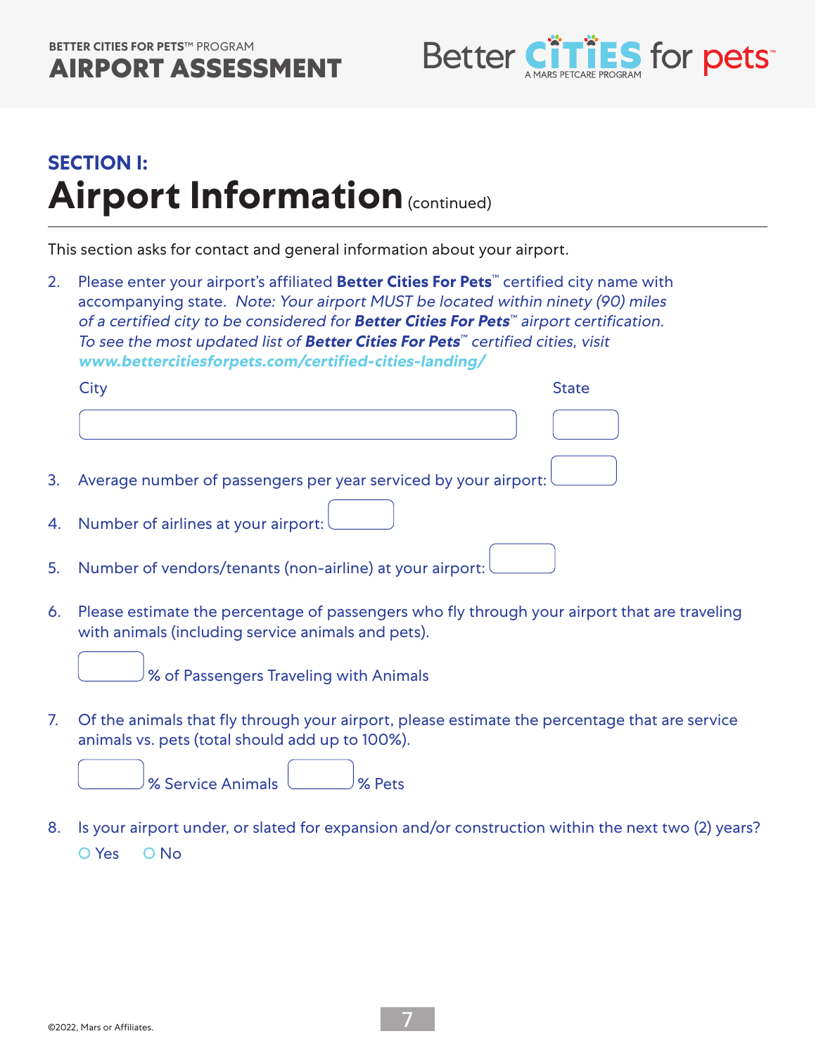## SECTION I:

# Airport Information (continued)

This section asks for contact and general information about your airport.

2. Please enter your airport's affiliated **Better Cities For Pets**™ certified city name with accompanying state. *Note: Your airport MUST be located within ninety (90) miles of a certified city to be considered for **Better Cities For Pets**™ airport certification. To see the most updated list of **Better Cities For Pets**™ certified cities, visit **www.bettercitiesforpets.com/certified-cities-landing/***

   City ____________________ State ________

3. Average number of passengers per year serviced by your airport: ________

4. Number of airlines at your airport: ________

5. Number of vendors/tenants (non-airline) at your airport: ________

6. Please estimate the percentage of passengers who fly through your airport that are traveling with animals (including service animals and pets).

   ________ % of Passengers Traveling with Animals

7. Of the animals that fly through your airport, please estimate the percentage that are service animals vs. pets (total should add up to 100%).

   ________ % Service Animals ________ % Pets

8. Is your airport under, or slated for expansion and/or construction within the next two (2) years?

   ○ Yes ○ No

©2022, Mars or Affiliates.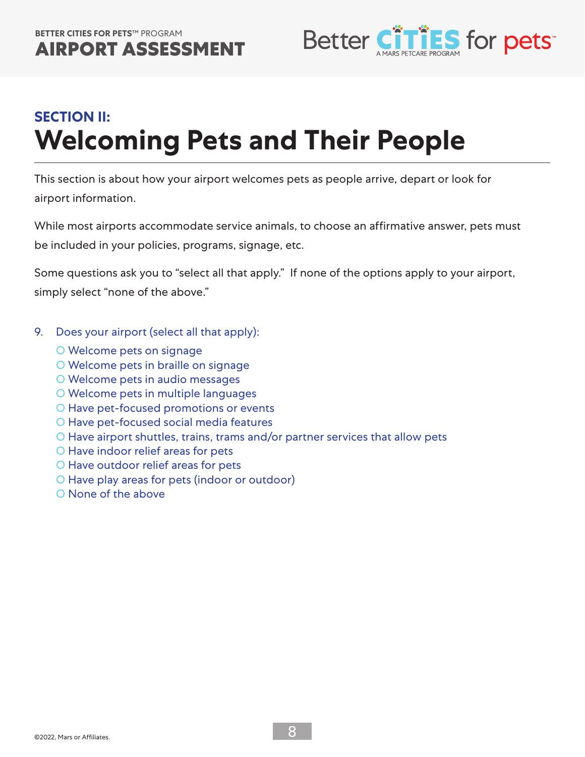## SECTION II:

# Welcoming Pets and Their People

This section is about how your airport welcomes pets as people arrive, depart or look for airport information.

While most airports accommodate service animals, to choose an affirmative answer, pets must be included in your policies, programs, signage, etc.

Some questions ask you to "select all that apply." If none of the options apply to your airport, simply select "none of the above."

9. Does your airport (select all that apply):
   - ○ Welcome pets on signage
   - ○ Welcome pets in braille on signage
   - ○ Welcome pets in audio messages
   - ○ Welcome pets in multiple languages
   - ○ Have pet-focused promotions or events
   - ○ Have pet-focused social media features
   - ○ Have airport shuttles, trains, trams and/or partner services that allow pets
   - ○ Have indoor relief areas for pets
   - ○ Have outdoor relief areas for pets
   - ○ Have play areas for pets (indoor or outdoor)
   - ○ None of the above

©2022, Mars or Affiliates.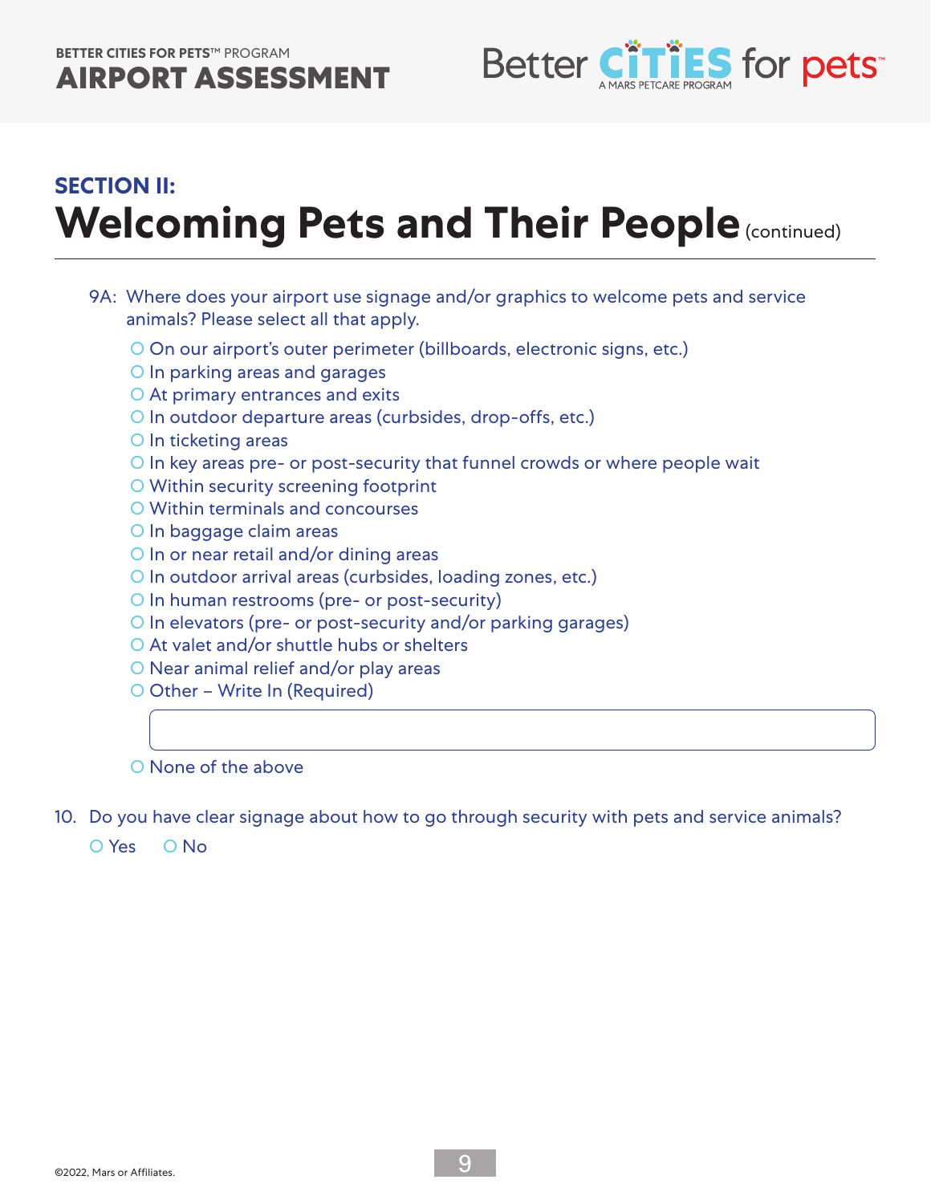## SECTION II:

# Welcoming Pets and Their People (continued)

9A: Where does your airport use signage and/or graphics to welcome pets and service animals? Please select all that apply.

- ○ On our airport's outer perimeter (billboards, electronic signs, etc.)
- ○ In parking areas and garages
- ○ At primary entrances and exits
- ○ In outdoor departure areas (curbsides, drop-offs, etc.)
- ○ In ticketing areas
- ○ In key areas pre- or post-security that funnel crowds or where people wait
- ○ Within security screening footprint
- ○ Within terminals and concourses
- ○ In baggage claim areas
- ○ In or near retail and/or dining areas
- ○ In outdoor arrival areas (curbsides, loading zones, etc.)
- ○ In human restrooms (pre- or post-security)
- ○ In elevators (pre- or post-security and/or parking garages)
- ○ At valet and/or shuttle hubs or shelters
- ○ Near animal relief and/or play areas
- ○ Other – Write In (Required)

  \_\_\_\_\_\_\_\_\_\_\_\_\_\_\_\_\_\_\_\_\_\_\_\_\_\_\_\_\_\_\_\_\_\_\_\_\_\_\_\_

- ○ None of the above

10. Do you have clear signage about how to go through security with pets and service animals?

○ Yes ○ No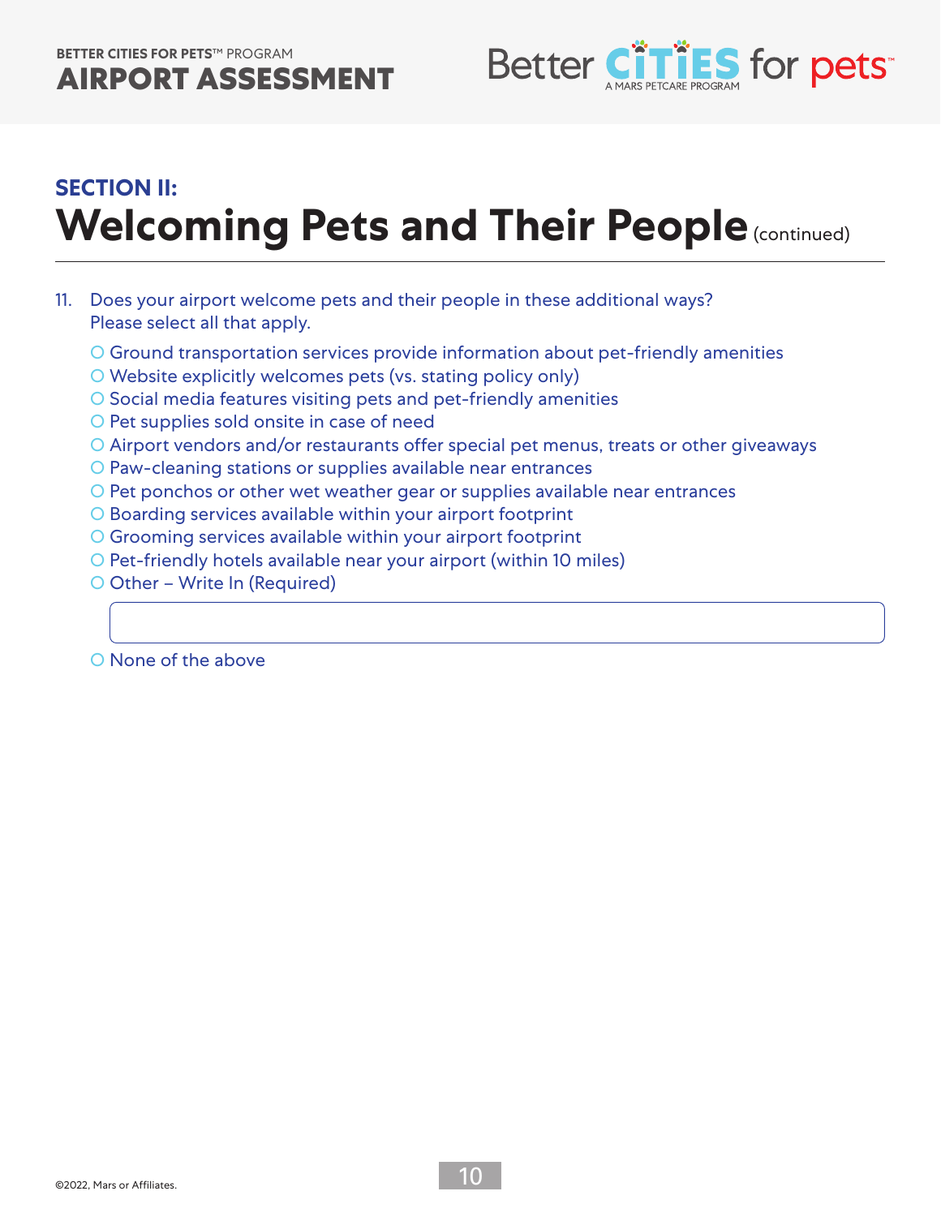## SECTION II:

# Welcoming Pets and Their People (continued)

11. Does your airport welcome pets and their people in these additional ways? Please select all that apply.

- ○ Ground transportation services provide information about pet-friendly amenities
- ○ Website explicitly welcomes pets (vs. stating policy only)
- ○ Social media features visiting pets and pet-friendly amenities
- ○ Pet supplies sold onsite in case of need
- ○ Airport vendors and/or restaurants offer special pet menus, treats or other giveaways
- ○ Paw-cleaning stations or supplies available near entrances
- ○ Pet ponchos or other wet weather gear or supplies available near entrances
- ○ Boarding services available within your airport footprint
- ○ Grooming services available within your airport footprint
- ○ Pet-friendly hotels available near your airport (within 10 miles)
- ○ Other – Write In (Required)

  ______________________________

- ○ None of the above

©2022, Mars or Affiliates.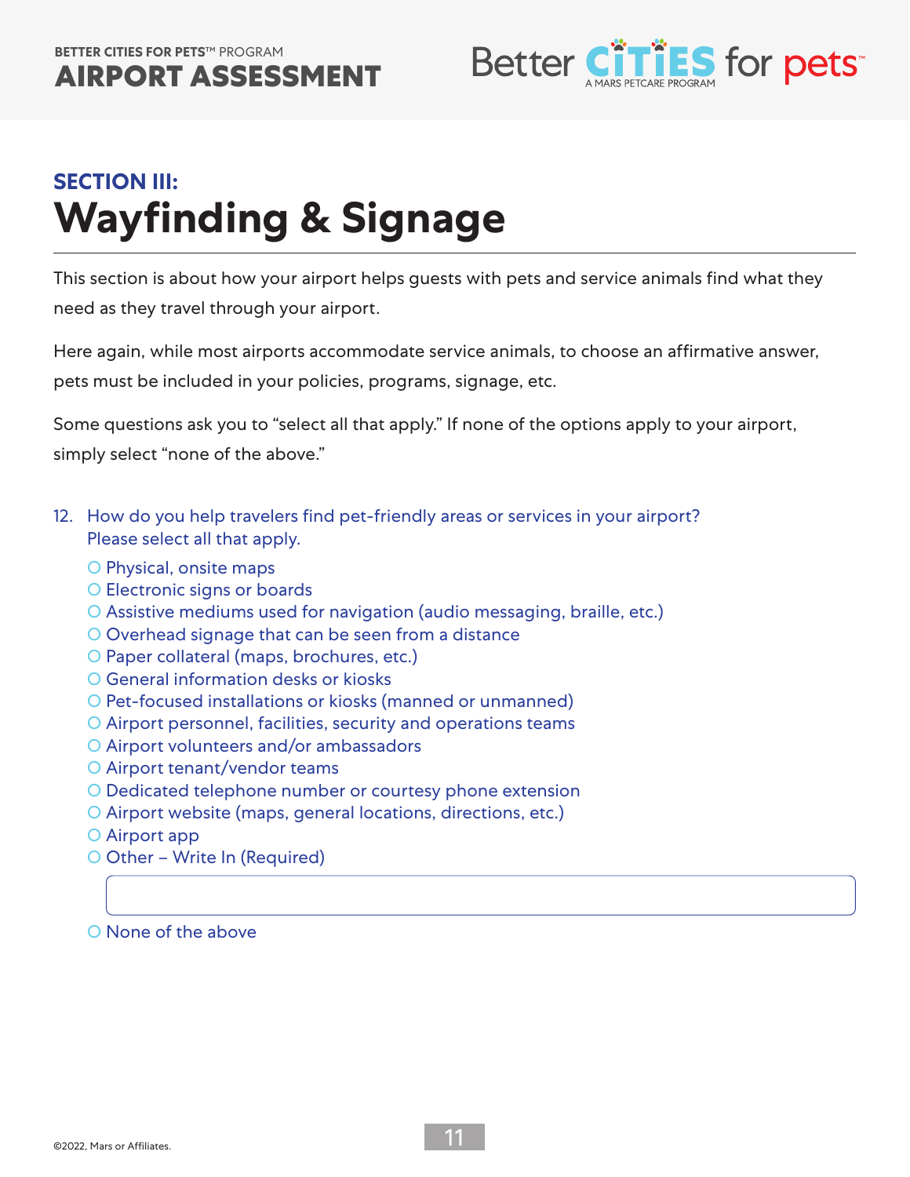## SECTION III:

# Wayfinding & Signage

This section is about how your airport helps guests with pets and service animals find what they need as they travel through your airport.

Here again, while most airports accommodate service animals, to choose an affirmative answer, pets must be included in your policies, programs, signage, etc.

Some questions ask you to "select all that apply." If none of the options apply to your airport, simply select "none of the above."

12. How do you help travelers find pet-friendly areas or services in your airport? Please select all that apply.

- ○ Physical, onsite maps
- ○ Electronic signs or boards
- ○ Assistive mediums used for navigation (audio messaging, braille, etc.)
- ○ Overhead signage that can be seen from a distance
- ○ Paper collateral (maps, brochures, etc.)
- ○ General information desks or kiosks
- ○ Pet-focused installations or kiosks (manned or unmanned)
- ○ Airport personnel, facilities, security and operations teams
- ○ Airport volunteers and/or ambassadors
- ○ Airport tenant/vendor teams
- ○ Dedicated telephone number or courtesy phone extension
- ○ Airport website (maps, general locations, directions, etc.)
- ○ Airport app
- ○ Other – Write In (Required)

  ______________________________

- ○ None of the above

©2022, Mars or Affiliates.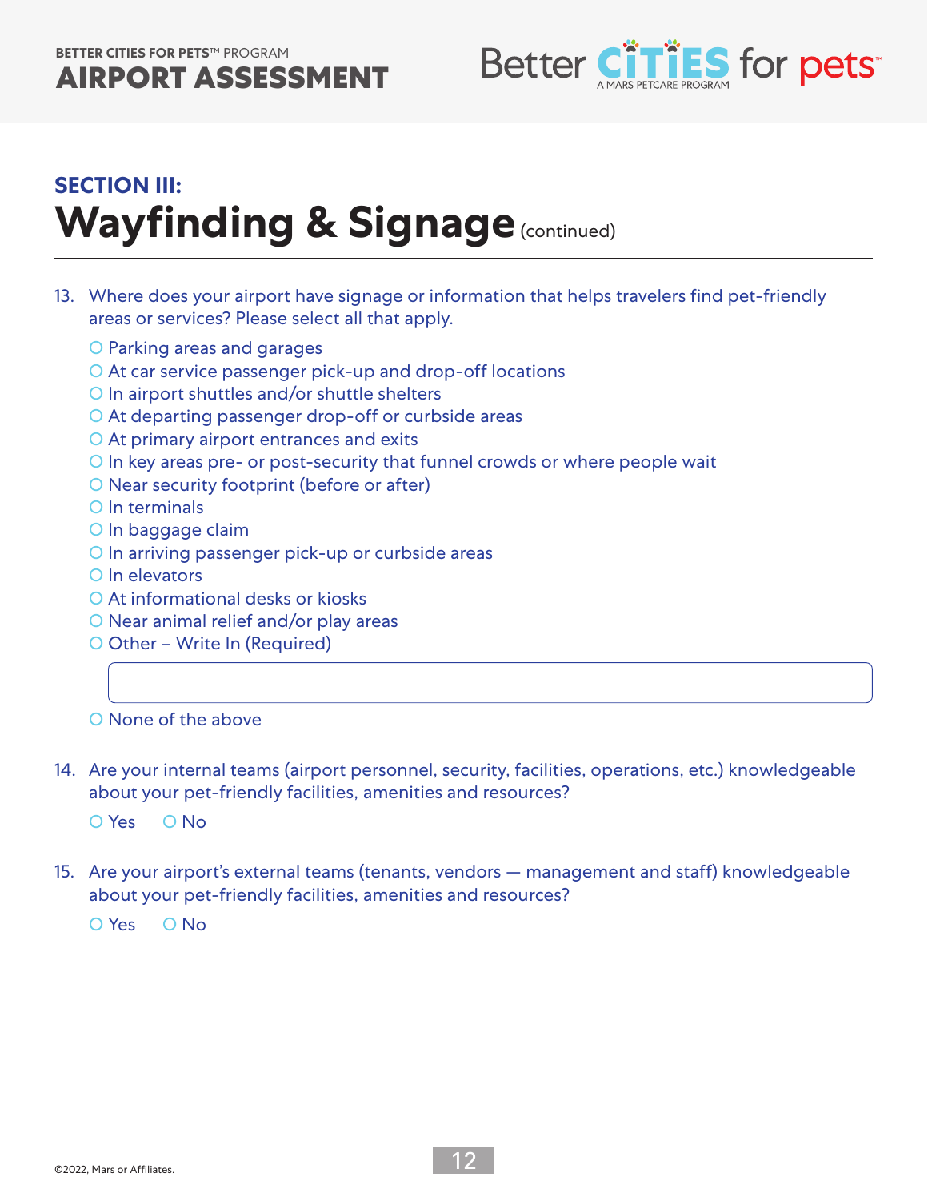## SECTION III:

# Wayfinding & Signage (continued)

13. Where does your airport have signage or information that helps travelers find pet-friendly areas or services? Please select all that apply.

   - ○ Parking areas and garages
   - ○ At car service passenger pick-up and drop-off locations
   - ○ In airport shuttles and/or shuttle shelters
   - ○ At departing passenger drop-off or curbside areas
   - ○ At primary airport entrances and exits
   - ○ In key areas pre- or post-security that funnel crowds or where people wait
   - ○ Near security footprint (before or after)
   - ○ In terminals
   - ○ In baggage claim
   - ○ In arriving passenger pick-up or curbside areas
   - ○ In elevators
   - ○ At informational desks or kiosks
   - ○ Near animal relief and/or play areas
   - ○ Other – Write In (Required)

     ______________________________

   - ○ None of the above

14. Are your internal teams (airport personnel, security, facilities, operations, etc.) knowledgeable about your pet-friendly facilities, amenities and resources?

   ○ Yes ○ No

15. Are your airport's external teams (tenants, vendors — management and staff) knowledgeable about your pet-friendly facilities, amenities and resources?

   ○ Yes ○ No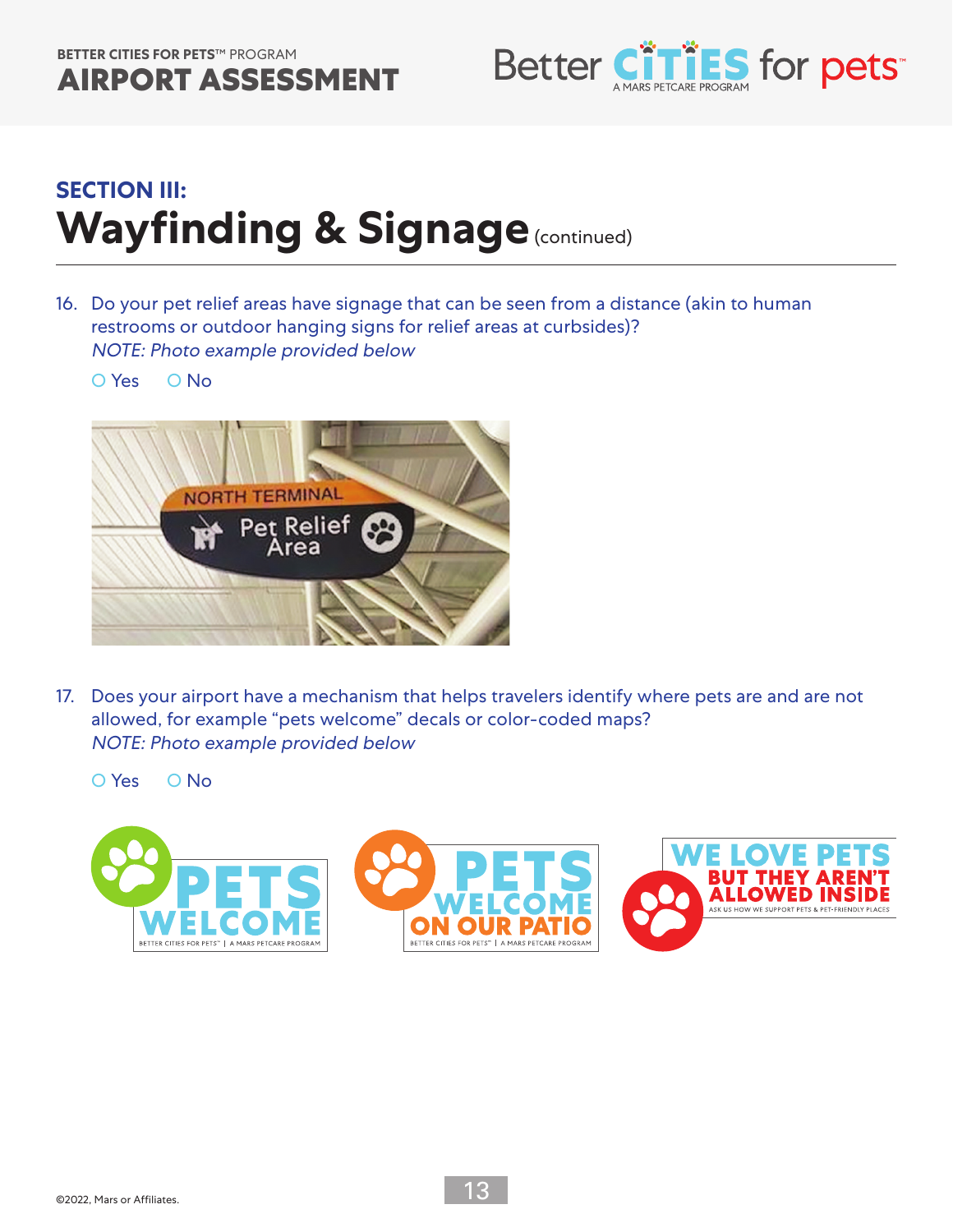## SECTION III:

# Wayfinding & Signage (continued)

16. Do your pet relief areas have signage that can be seen from a distance (akin to human restrooms or outdoor hanging signs for relief areas at curbsides)?
*NOTE: Photo example provided below*

 ○ Yes ○ No

17. Does your airport have a mechanism that helps travelers identify where pets are and are not allowed, for example "pets welcome" decals or color-coded maps?
*NOTE: Photo example provided below*

 ○ Yes ○ No

©2022, Mars or Affiliates.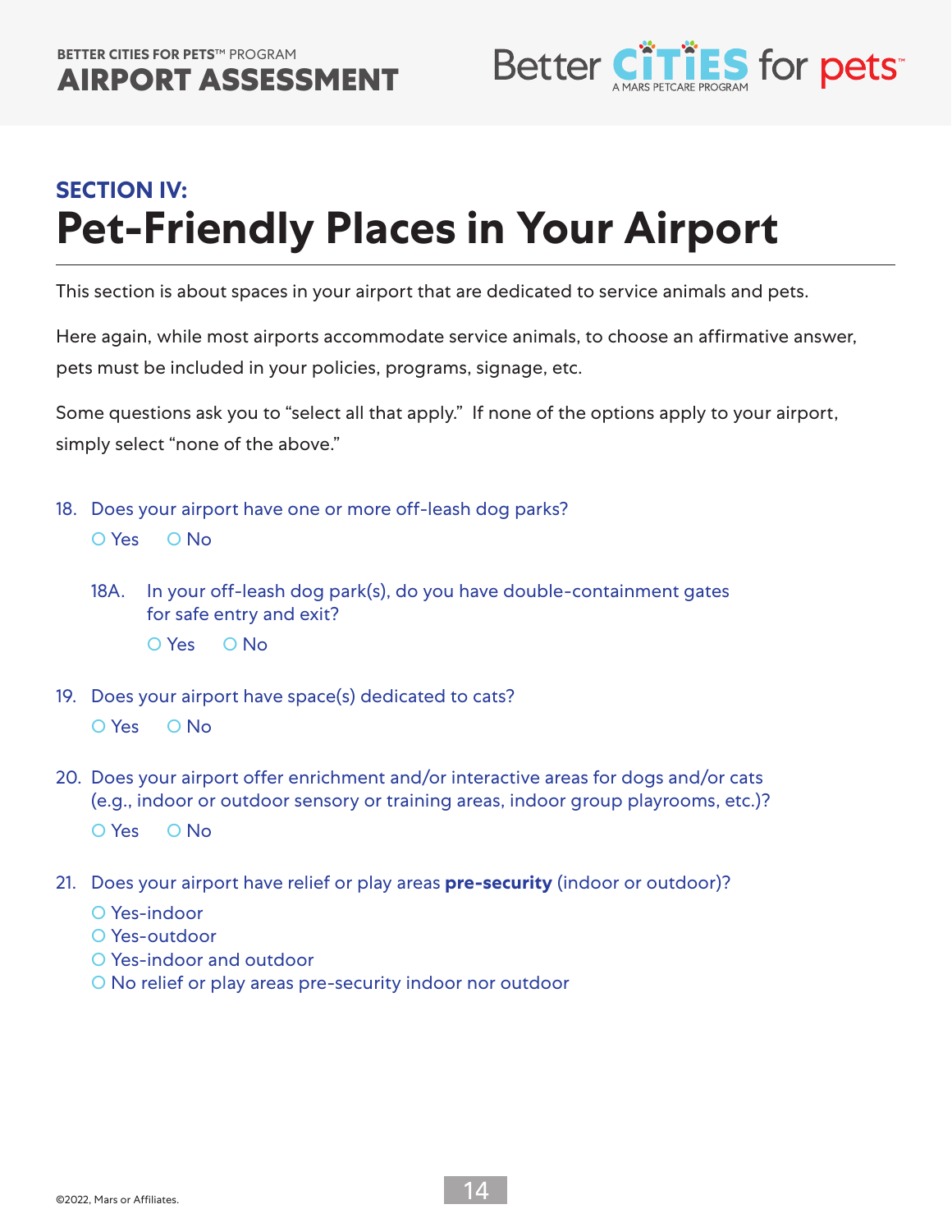## SECTION IV:

# Pet-Friendly Places in Your Airport

This section is about spaces in your airport that are dedicated to service animals and pets.

Here again, while most airports accommodate service animals, to choose an affirmative answer, pets must be included in your policies, programs, signage, etc.

Some questions ask you to "select all that apply." If none of the options apply to your airport, simply select "none of the above."

18. Does your airport have one or more off-leash dog parks?
    - ○ Yes ○ No

    18A. In your off-leash dog park(s), do you have double-containment gates for safe entry and exit?
    - ○ Yes ○ No

19. Does your airport have space(s) dedicated to cats?
    - ○ Yes ○ No

20. Does your airport offer enrichment and/or interactive areas for dogs and/or cats (e.g., indoor or outdoor sensory or training areas, indoor group playrooms, etc.)?
    - ○ Yes ○ No

21. Does your airport have relief or play areas **pre-security** (indoor or outdoor)?
    - ○ Yes-indoor
    - ○ Yes-outdoor
    - ○ Yes-indoor and outdoor
    - ○ No relief or play areas pre-security indoor nor outdoor

©2022, Mars or Affiliates.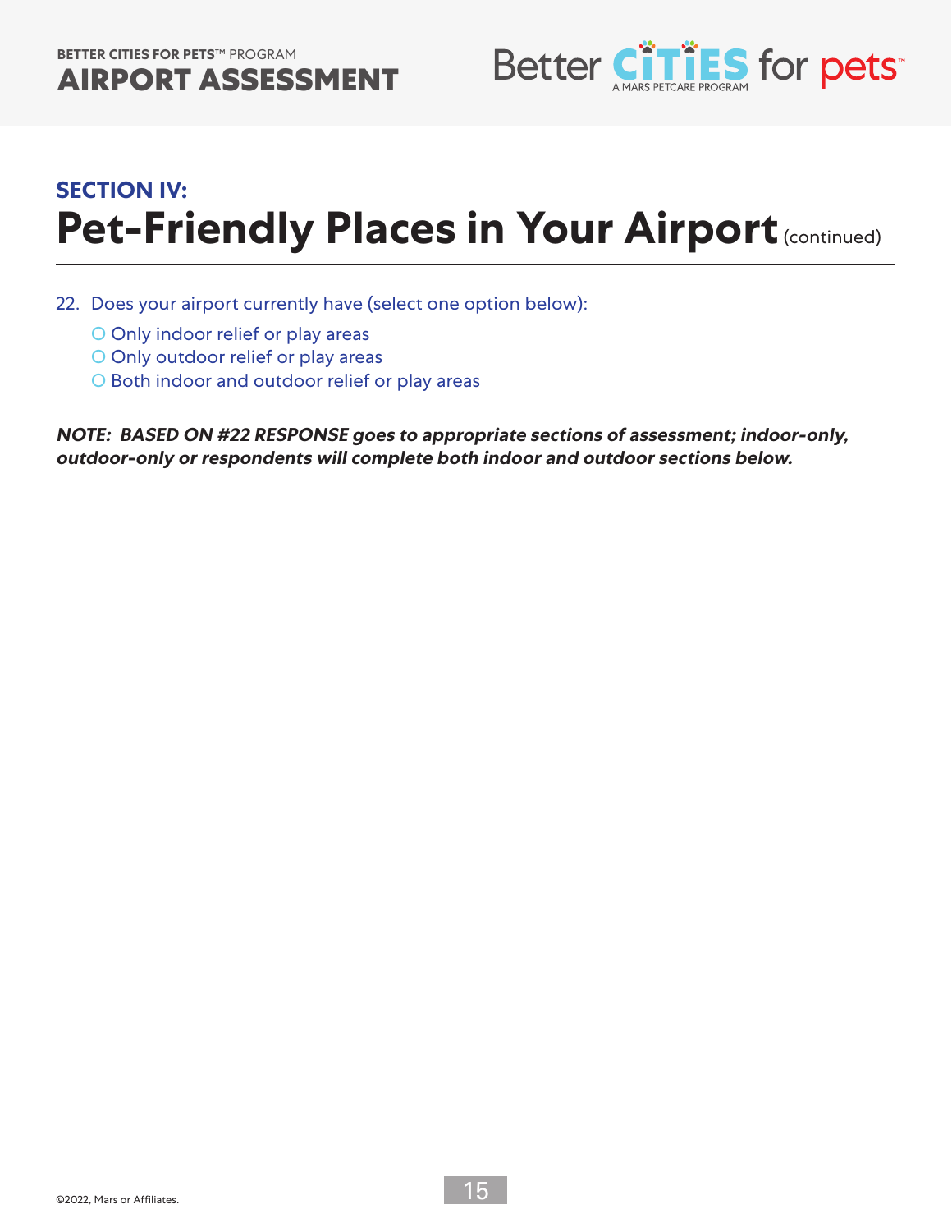## SECTION IV:

# Pet-Friendly Places in Your Airport (continued)

22. Does your airport currently have (select one option below):
    - ○ Only indoor relief or play areas
    - ○ Only outdoor relief or play areas
    - ○ Both indoor and outdoor relief or play areas

***NOTE: BASED ON #22 RESPONSE goes to appropriate sections of assessment; indoor-only, outdoor-only or respondents will complete both indoor and outdoor sections below.***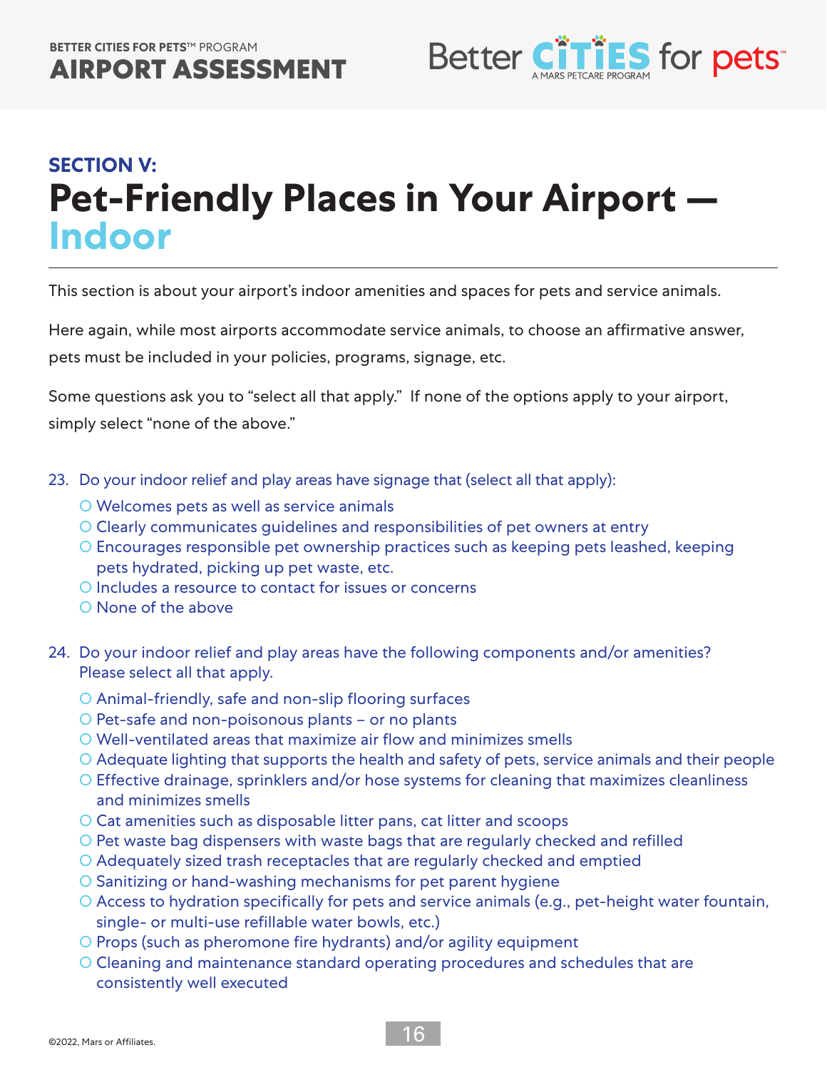## SECTION V:

# Pet-Friendly Places in Your Airport — Indoor

This section is about your airport's indoor amenities and spaces for pets and service animals.

Here again, while most airports accommodate service animals, to choose an affirmative answer, pets must be included in your policies, programs, signage, etc.

Some questions ask you to "select all that apply." If none of the options apply to your airport, simply select "none of the above."

23. Do your indoor relief and play areas have signage that (select all that apply):
    - ○ Welcomes pets as well as service animals
    - ○ Clearly communicates guidelines and responsibilities of pet owners at entry
    - ○ Encourages responsible pet ownership practices such as keeping pets leashed, keeping pets hydrated, picking up pet waste, etc.
    - ○ Includes a resource to contact for issues or concerns
    - ○ None of the above

24. Do your indoor relief and play areas have the following components and/or amenities? Please select all that apply.
    - ○ Animal-friendly, safe and non-slip flooring surfaces
    - ○ Pet-safe and non-poisonous plants – or no plants
    - ○ Well-ventilated areas that maximize air flow and minimizes smells
    - ○ Adequate lighting that supports the health and safety of pets, service animals and their people
    - ○ Effective drainage, sprinklers and/or hose systems for cleaning that maximizes cleanliness and minimizes smells
    - ○ Cat amenities such as disposable litter pans, cat litter and scoops
    - ○ Pet waste bag dispensers with waste bags that are regularly checked and refilled
    - ○ Adequately sized trash receptacles that are regularly checked and emptied
    - ○ Sanitizing or hand-washing mechanisms for pet parent hygiene
    - ○ Access to hydration specifically for pets and service animals (e.g., pet-height water fountain, single- or multi-use refillable water bowls, etc.)
    - ○ Props (such as pheromone fire hydrants) and/or agility equipment
    - ○ Cleaning and maintenance standard operating procedures and schedules that are consistently well executed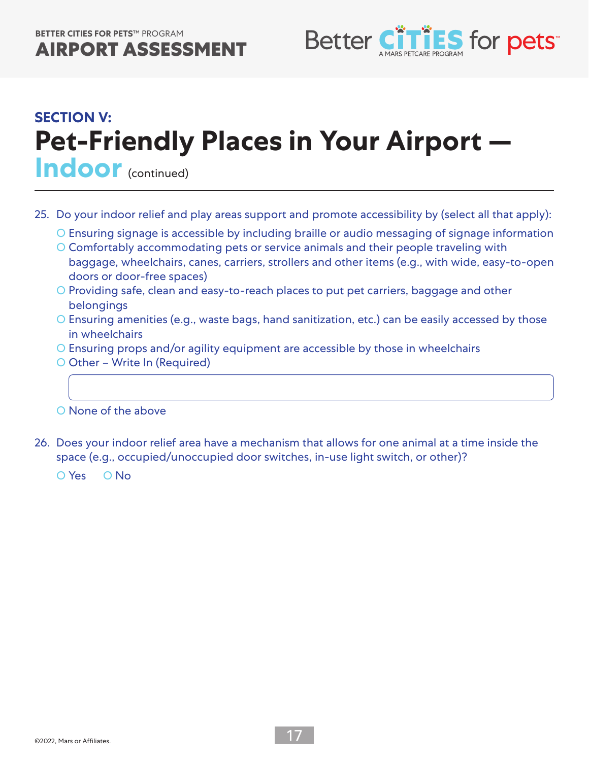## SECTION V:

# Pet-Friendly Places in Your Airport — Indoor (continued)

25. Do your indoor relief and play areas support and promote accessibility by (select all that apply):
    - ○ Ensuring signage is accessible by including braille or audio messaging of signage information
    - ○ Comfortably accommodating pets or service animals and their people traveling with baggage, wheelchairs, canes, carriers, strollers and other items (e.g., with wide, easy-to-open doors or door-free spaces)
    - ○ Providing safe, clean and easy-to-reach places to put pet carriers, baggage and other belongings
    - ○ Ensuring amenities (e.g., waste bags, hand sanitization, etc.) can be easily accessed by those in wheelchairs
    - ○ Ensuring props and/or agility equipment are accessible by those in wheelchairs
    - ○ Other – Write In (Required)

      ______________________________

    - ○ None of the above

26. Does your indoor relief area have a mechanism that allows for one animal at a time inside the space (e.g., occupied/unoccupied door switches, in-use light switch, or other)?

    ○ Yes ○ No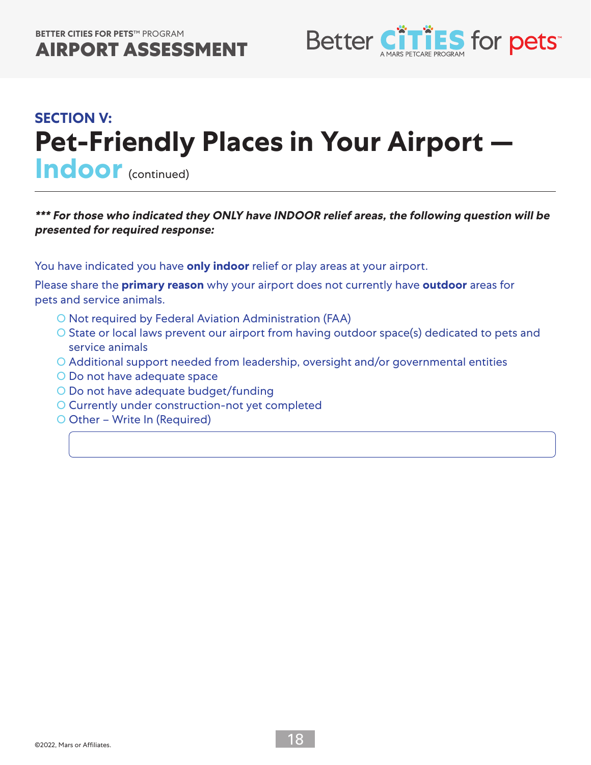## SECTION V:

# Pet-Friendly Places in Your Airport — Indoor (continued)

***\*\*\* For those who indicated they ONLY have INDOOR relief areas, the following question will be presented for required response:***

You have indicated you have **only indoor** relief or play areas at your airport.

Please share the **primary reason** why your airport does not currently have **outdoor** areas for pets and service animals.

- ○ Not required by Federal Aviation Administration (FAA)
- ○ State or local laws prevent our airport from having outdoor space(s) dedicated to pets and service animals
- ○ Additional support needed from leadership, oversight and/or governmental entities
- ○ Do not have adequate space
- ○ Do not have adequate budget/funding
- ○ Currently under construction-not yet completed
- ○ Other – Write In (Required)

______________________________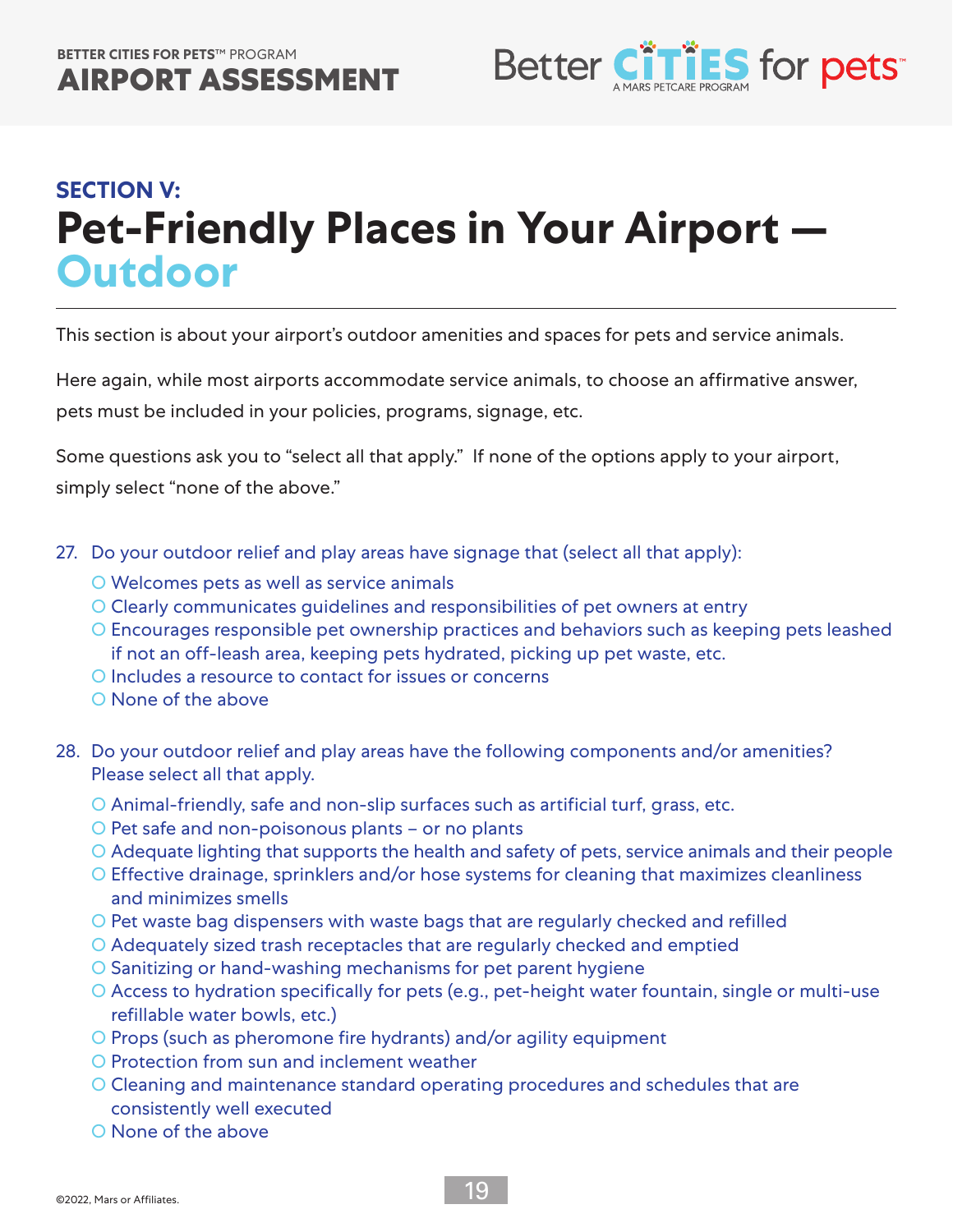## SECTION V:

# Pet-Friendly Places in Your Airport — Outdoor

This section is about your airport's outdoor amenities and spaces for pets and service animals.

Here again, while most airports accommodate service animals, to choose an affirmative answer, pets must be included in your policies, programs, signage, etc.

Some questions ask you to "select all that apply." If none of the options apply to your airport, simply select "none of the above."

27. Do your outdoor relief and play areas have signage that (select all that apply):
    - ○ Welcomes pets as well as service animals
    - ○ Clearly communicates guidelines and responsibilities of pet owners at entry
    - ○ Encourages responsible pet ownership practices and behaviors such as keeping pets leashed if not an off-leash area, keeping pets hydrated, picking up pet waste, etc.
    - ○ Includes a resource to contact for issues or concerns
    - ○ None of the above

28. Do your outdoor relief and play areas have the following components and/or amenities? Please select all that apply.
    - ○ Animal-friendly, safe and non-slip surfaces such as artificial turf, grass, etc.
    - ○ Pet safe and non-poisonous plants – or no plants
    - ○ Adequate lighting that supports the health and safety of pets, service animals and their people
    - ○ Effective drainage, sprinklers and/or hose systems for cleaning that maximizes cleanliness and minimizes smells
    - ○ Pet waste bag dispensers with waste bags that are regularly checked and refilled
    - ○ Adequately sized trash receptacles that are regularly checked and emptied
    - ○ Sanitizing or hand-washing mechanisms for pet parent hygiene
    - ○ Access to hydration specifically for pets (e.g., pet-height water fountain, single or multi-use refillable water bowls, etc.)
    - ○ Props (such as pheromone fire hydrants) and/or agility equipment
    - ○ Protection from sun and inclement weather
    - ○ Cleaning and maintenance standard operating procedures and schedules that are consistently well executed
    - ○ None of the above

©2022, Mars or Affiliates.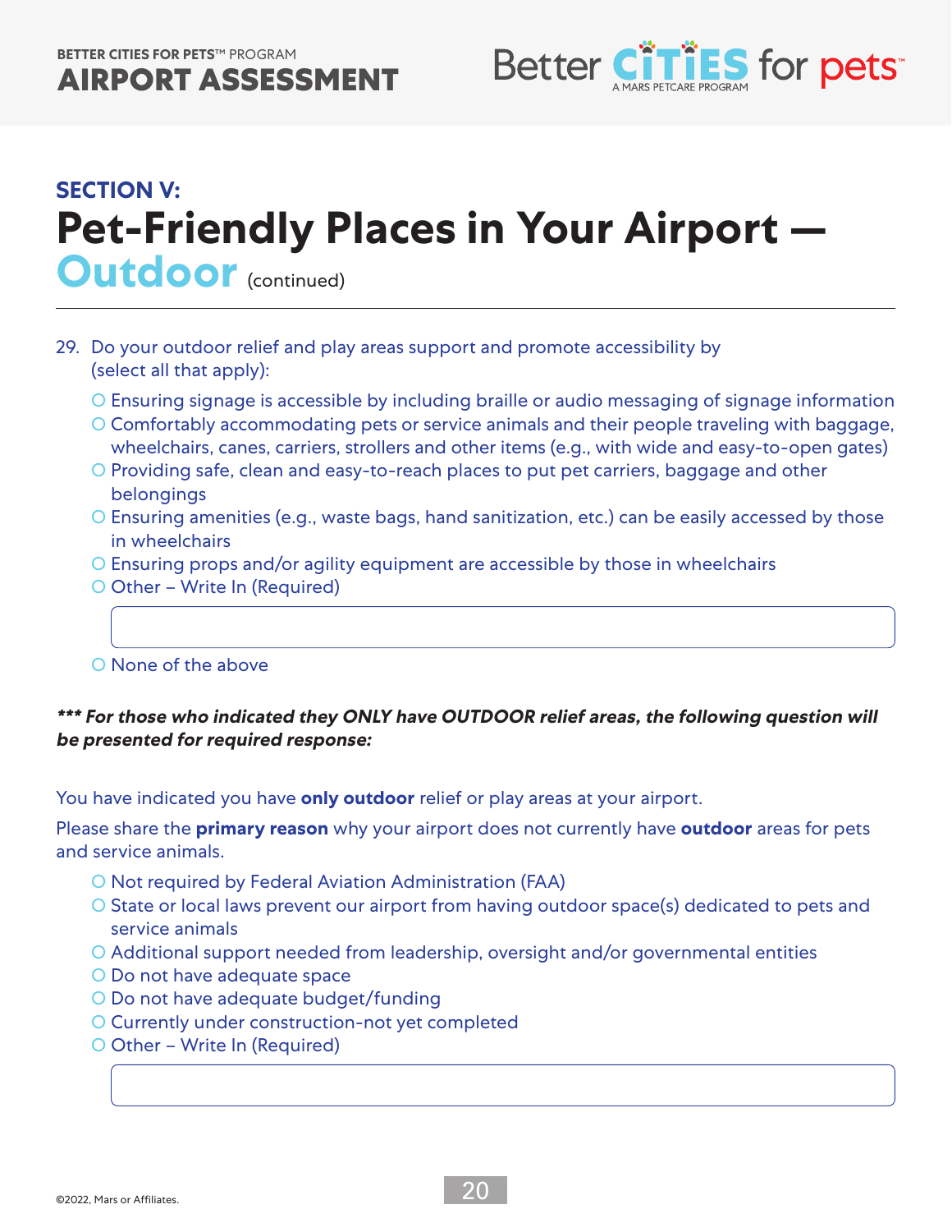## SECTION V:

# Pet-Friendly Places in Your Airport — Outdoor (continued)

29. Do your outdoor relief and play areas support and promote accessibility by (select all that apply):
    - ○ Ensuring signage is accessible by including braille or audio messaging of signage information
    - ○ Comfortably accommodating pets or service animals and their people traveling with baggage, wheelchairs, canes, carriers, strollers and other items (e.g., with wide and easy-to-open gates)
    - ○ Providing safe, clean and easy-to-reach places to put pet carriers, baggage and other belongings
    - ○ Ensuring amenities (e.g., waste bags, hand sanitization, etc.) can be easily accessed by those in wheelchairs
    - ○ Ensuring props and/or agility equipment are accessible by those in wheelchairs
    - ○ Other – Write In (Required)
    - ○ None of the above

***\*\*\* For those who indicated they ONLY have OUTDOOR relief areas, the following question will be presented for required response:***

You have indicated you have **only outdoor** relief or play areas at your airport.

Please share the **primary reason** why your airport does not currently have **outdoor** areas for pets and service animals.

- ○ Not required by Federal Aviation Administration (FAA)
- ○ State or local laws prevent our airport from having outdoor space(s) dedicated to pets and service animals
- ○ Additional support needed from leadership, oversight and/or governmental entities
- ○ Do not have adequate space
- ○ Do not have adequate budget/funding
- ○ Currently under construction-not yet completed
- ○ Other – Write In (Required)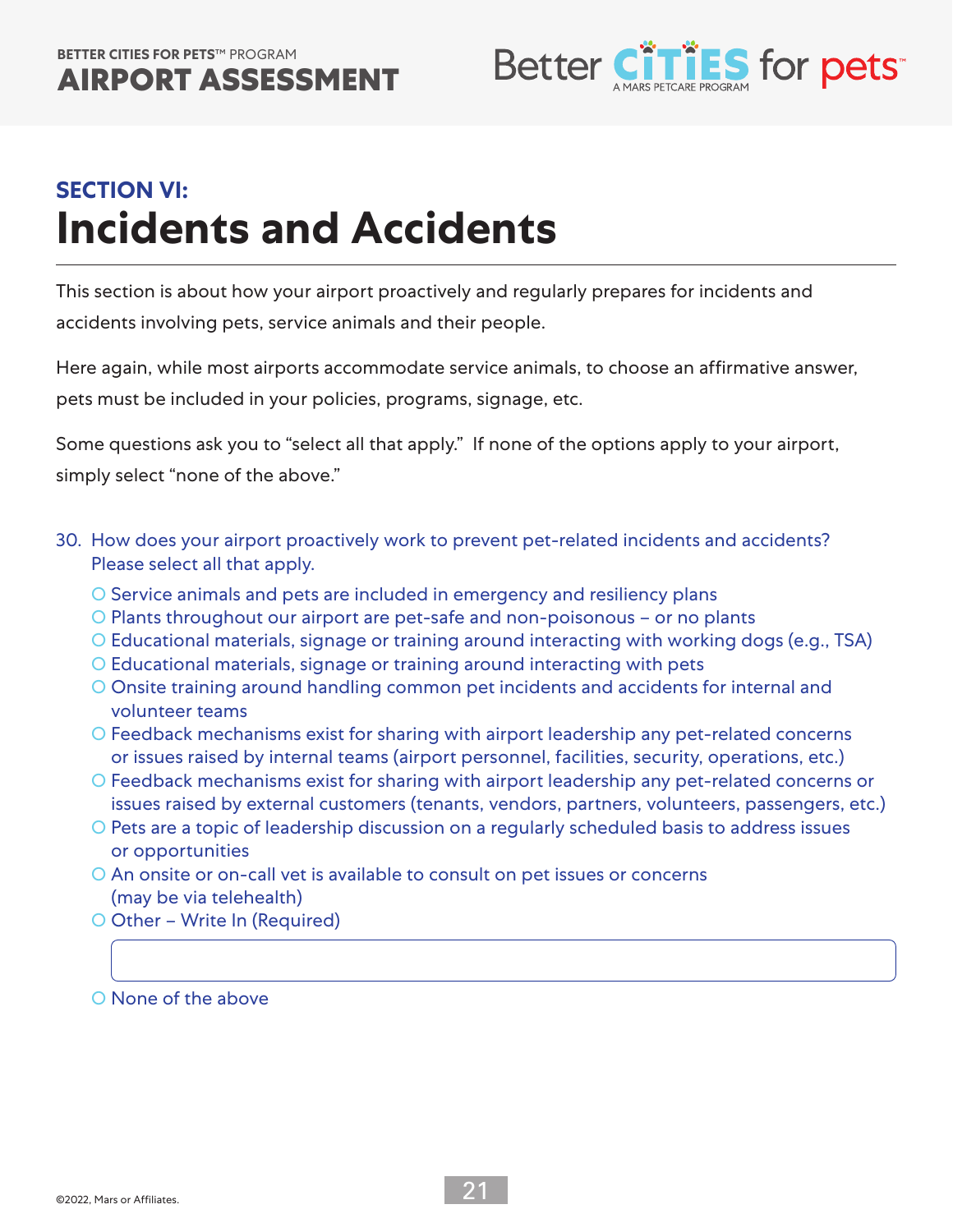## SECTION VI:

# Incidents and Accidents

This section is about how your airport proactively and regularly prepares for incidents and accidents involving pets, service animals and their people.

Here again, while most airports accommodate service animals, to choose an affirmative answer, pets must be included in your policies, programs, signage, etc.

Some questions ask you to "select all that apply." If none of the options apply to your airport, simply select "none of the above."

30. How does your airport proactively work to prevent pet-related incidents and accidents? Please select all that apply.

- ○ Service animals and pets are included in emergency and resiliency plans
- ○ Plants throughout our airport are pet-safe and non-poisonous – or no plants
- ○ Educational materials, signage or training around interacting with working dogs (e.g., TSA)
- ○ Educational materials, signage or training around interacting with pets
- ○ Onsite training around handling common pet incidents and accidents for internal and volunteer teams
- ○ Feedback mechanisms exist for sharing with airport leadership any pet-related concerns or issues raised by internal teams (airport personnel, facilities, security, operations, etc.)
- ○ Feedback mechanisms exist for sharing with airport leadership any pet-related concerns or issues raised by external customers (tenants, vendors, partners, volunteers, passengers, etc.)
- ○ Pets are a topic of leadership discussion on a regularly scheduled basis to address issues or opportunities
- ○ An onsite or on-call vet is available to consult on pet issues or concerns (may be via telehealth)
- ○ Other – Write In (Required)

  ______________________________

- ○ None of the above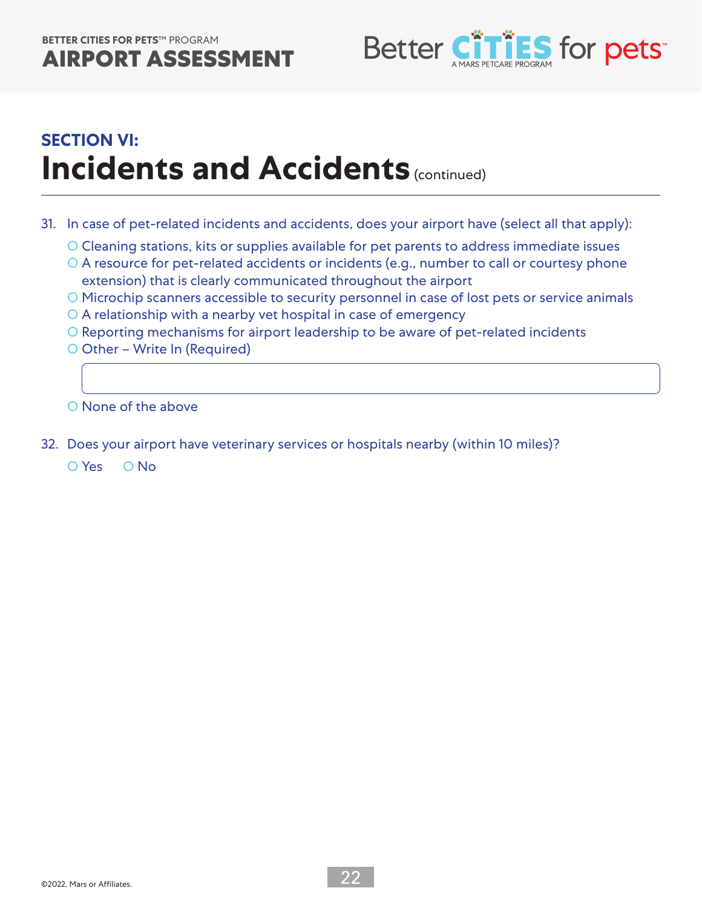## SECTION VI:

# Incidents and Accidents (continued)

31. In case of pet-related incidents and accidents, does your airport have (select all that apply):
   - ○ Cleaning stations, kits or supplies available for pet parents to address immediate issues
   - ○ A resource for pet-related accidents or incidents (e.g., number to call or courtesy phone extension) that is clearly communicated throughout the airport
   - ○ Microchip scanners accessible to security personnel in case of lost pets or service animals
   - ○ A relationship with a nearby vet hospital in case of emergency
   - ○ Reporting mechanisms for airport leadership to be aware of pet-related incidents
   - ○ Other – Write In (Required)

   ______________________________

   - ○ None of the above

32. Does your airport have veterinary services or hospitals nearby (within 10 miles)?

   ○ Yes ○ No

©2022, Mars or Affiliates.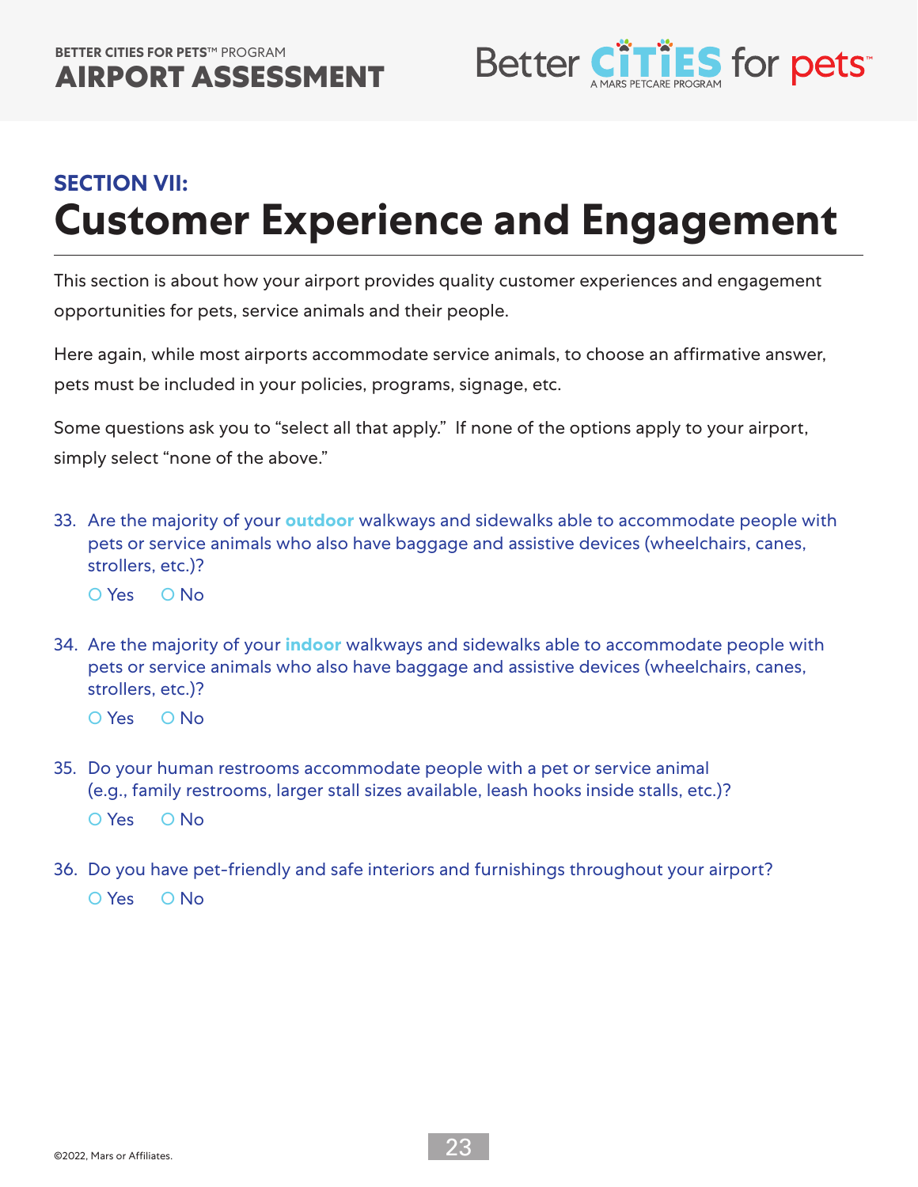## SECTION VII:

# Customer Experience and Engagement

This section is about how your airport provides quality customer experiences and engagement opportunities for pets, service animals and their people.

Here again, while most airports accommodate service animals, to choose an affirmative answer, pets must be included in your policies, programs, signage, etc.

Some questions ask you to "select all that apply." If none of the options apply to your airport, simply select "none of the above."

33. Are the majority of your **outdoor** walkways and sidewalks able to accommodate people with pets or service animals who also have baggage and assistive devices (wheelchairs, canes, strollers, etc.)?

    ○ Yes ○ No

34. Are the majority of your **indoor** walkways and sidewalks able to accommodate people with pets or service animals who also have baggage and assistive devices (wheelchairs, canes, strollers, etc.)?

    ○ Yes ○ No

35. Do your human restrooms accommodate people with a pet or service animal (e.g., family restrooms, larger stall sizes available, leash hooks inside stalls, etc.)?

    ○ Yes ○ No

36. Do you have pet-friendly and safe interiors and furnishings throughout your airport?

    ○ Yes ○ No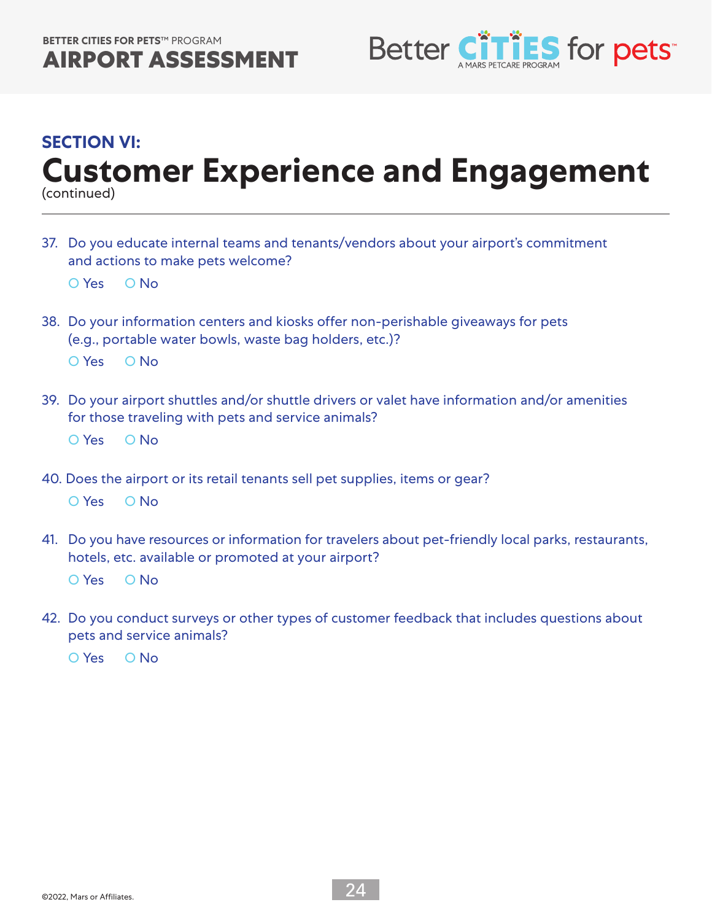## SECTION VI:

# Customer Experience and Engagement

(continued)

37. Do you educate internal teams and tenants/vendors about your airport's commitment and actions to make pets welcome?

    ○ Yes ○ No

38. Do your information centers and kiosks offer non-perishable giveaways for pets (e.g., portable water bowls, waste bag holders, etc.)?

    ○ Yes ○ No

39. Do your airport shuttles and/or shuttle drivers or valet have information and/or amenities for those traveling with pets and service animals?

    ○ Yes ○ No

40. Does the airport or its retail tenants sell pet supplies, items or gear?

    ○ Yes ○ No

41. Do you have resources or information for travelers about pet-friendly local parks, restaurants, hotels, etc. available or promoted at your airport?

    ○ Yes ○ No

42. Do you conduct surveys or other types of customer feedback that includes questions about pets and service animals?

    ○ Yes ○ No

©2022, Mars or Affiliates.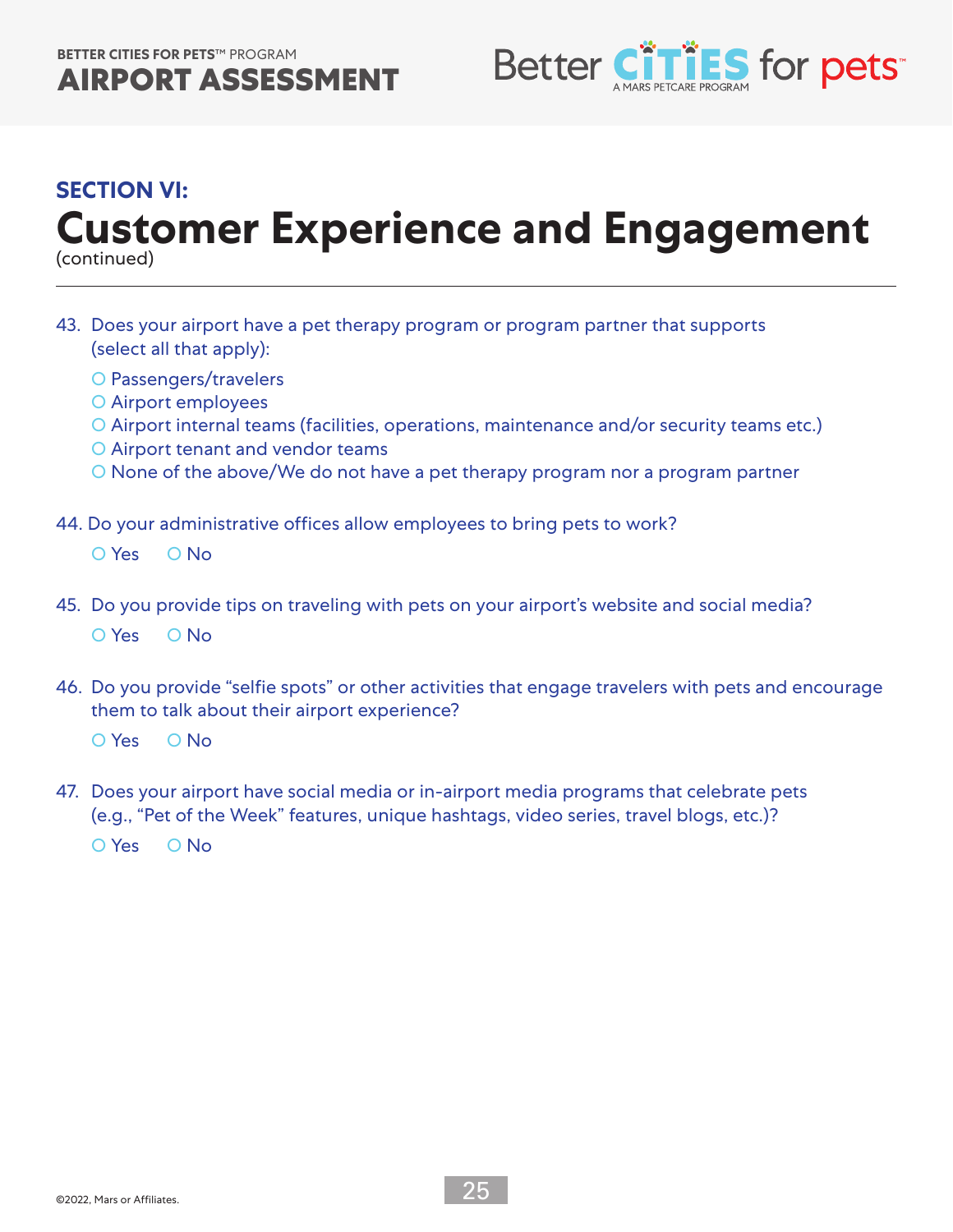## SECTION VI:

# Customer Experience and Engagement

(continued)

43. Does your airport have a pet therapy program or program partner that supports (select all that apply):

   - O Passengers/travelers
   - O Airport employees
   - O Airport internal teams (facilities, operations, maintenance and/or security teams etc.)
   - O Airport tenant and vendor teams
   - O None of the above/We do not have a pet therapy program nor a program partner

44. Do your administrative offices allow employees to bring pets to work?

   O Yes O No

45. Do you provide tips on traveling with pets on your airport's website and social media?

   O Yes O No

46. Do you provide "selfie spots" or other activities that engage travelers with pets and encourage them to talk about their airport experience?

   O Yes O No

47. Does your airport have social media or in-airport media programs that celebrate pets (e.g., "Pet of the Week" features, unique hashtags, video series, travel blogs, etc.)?

   O Yes O No

©2022, Mars or Affiliates.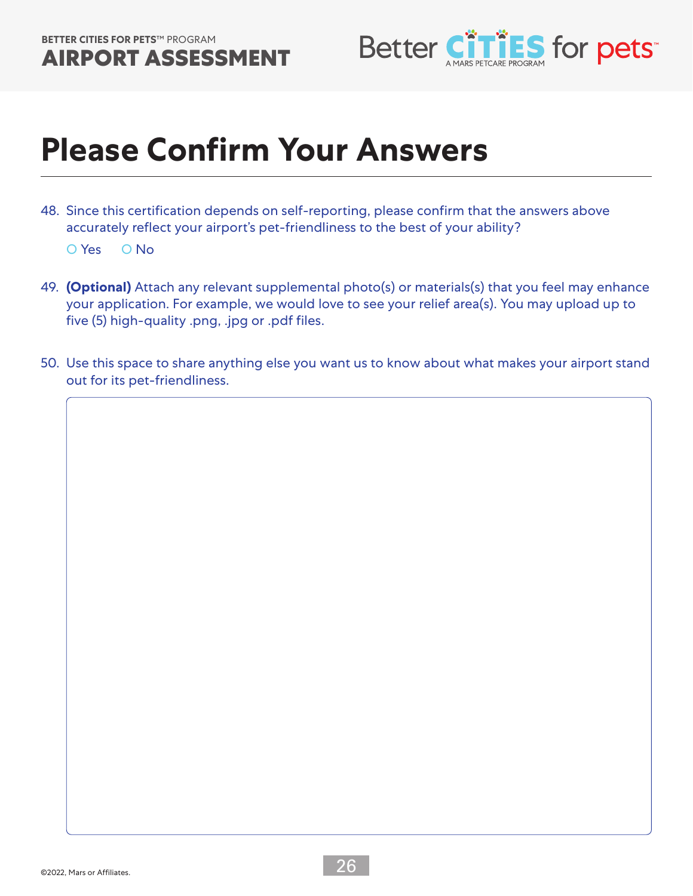# Please Confirm Your Answers

48. Since this certification depends on self-reporting, please confirm that the answers above accurately reflect your airport's pet-friendliness to the best of your ability?

    ○ Yes ○ No

49. **(Optional)** Attach any relevant supplemental photo(s) or materials(s) that you feel may enhance your application. For example, we would love to see your relief area(s). You may upload up to five (5) high-quality .png, .jpg or .pdf files.

50. Use this space to share anything else you want us to know about what makes your airport stand out for its pet-friendliness.

©2022, Mars or Affiliates.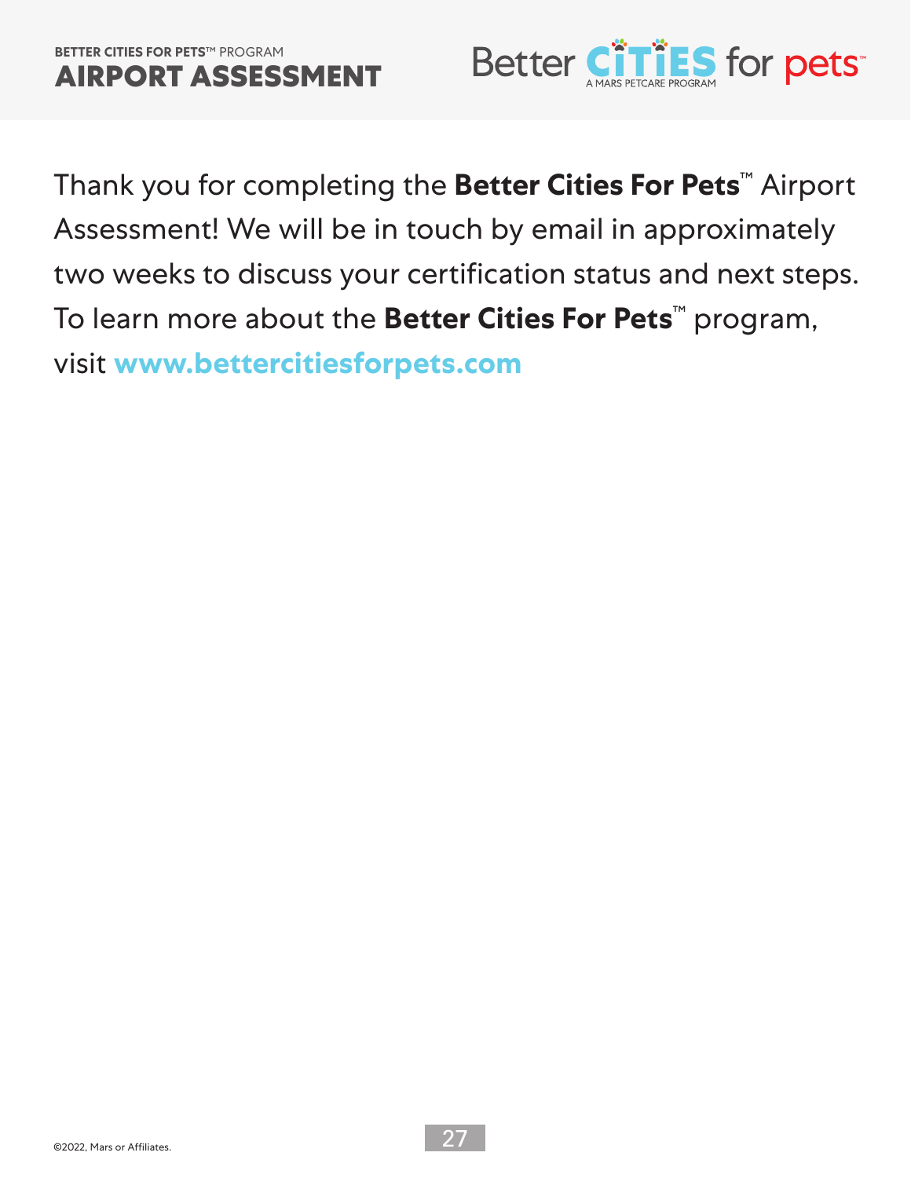Thank you for completing the **Better Cities For Pets**™ Airport Assessment! We will be in touch by email in approximately two weeks to discuss your certification status and next steps. To learn more about the **Better Cities For Pets**™ program, visit **www.bettercitiesforpets.com**

©2022, Mars or Affiliates.